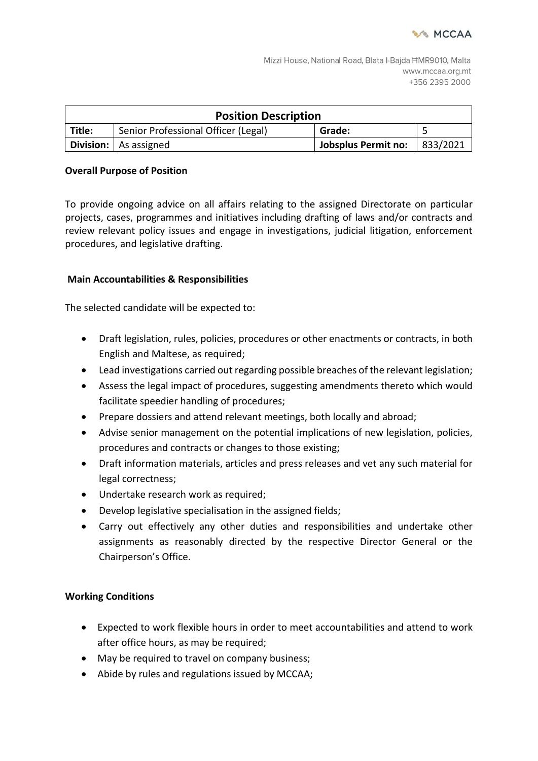MCCAA

Mizzi House, National Road, Blata l-Bajda ĦMR9010, Malta
www.mccaa.org.mt
+356 2395 2000

| Position Description | | | |
|---|---|---|---|
| **Title:** | Senior Professional Officer (Legal) | **Grade:** | 5 |
| **Division:** | As assigned | **Jobsplus Permit no:** | 833/2021 |

**Overall Purpose of Position**

To provide ongoing advice on all affairs relating to the assigned Directorate on particular projects, cases, programmes and initiatives including drafting of laws and/or contracts and review relevant policy issues and engage in investigations, judicial litigation, enforcement procedures, and legislative drafting.

**Main Accountabilities & Responsibilities**

The selected candidate will be expected to:

- Draft legislation, rules, policies, procedures or other enactments or contracts, in both English and Maltese, as required;
- Lead investigations carried out regarding possible breaches of the relevant legislation;
- Assess the legal impact of procedures, suggesting amendments thereto which would facilitate speedier handling of procedures;
- Prepare dossiers and attend relevant meetings, both locally and abroad;
- Advise senior management on the potential implications of new legislation, policies, procedures and contracts or changes to those existing;
- Draft information materials, articles and press releases and vet any such material for legal correctness;
- Undertake research work as required;
- Develop legislative specialisation in the assigned fields;
- Carry out effectively any other duties and responsibilities and undertake other assignments as reasonably directed by the respective Director General or the Chairperson's Office.

**Working Conditions**

- Expected to work flexible hours in order to meet accountabilities and attend to work after office hours, as may be required;
- May be required to travel on company business;
- Abide by rules and regulations issued by MCCAA;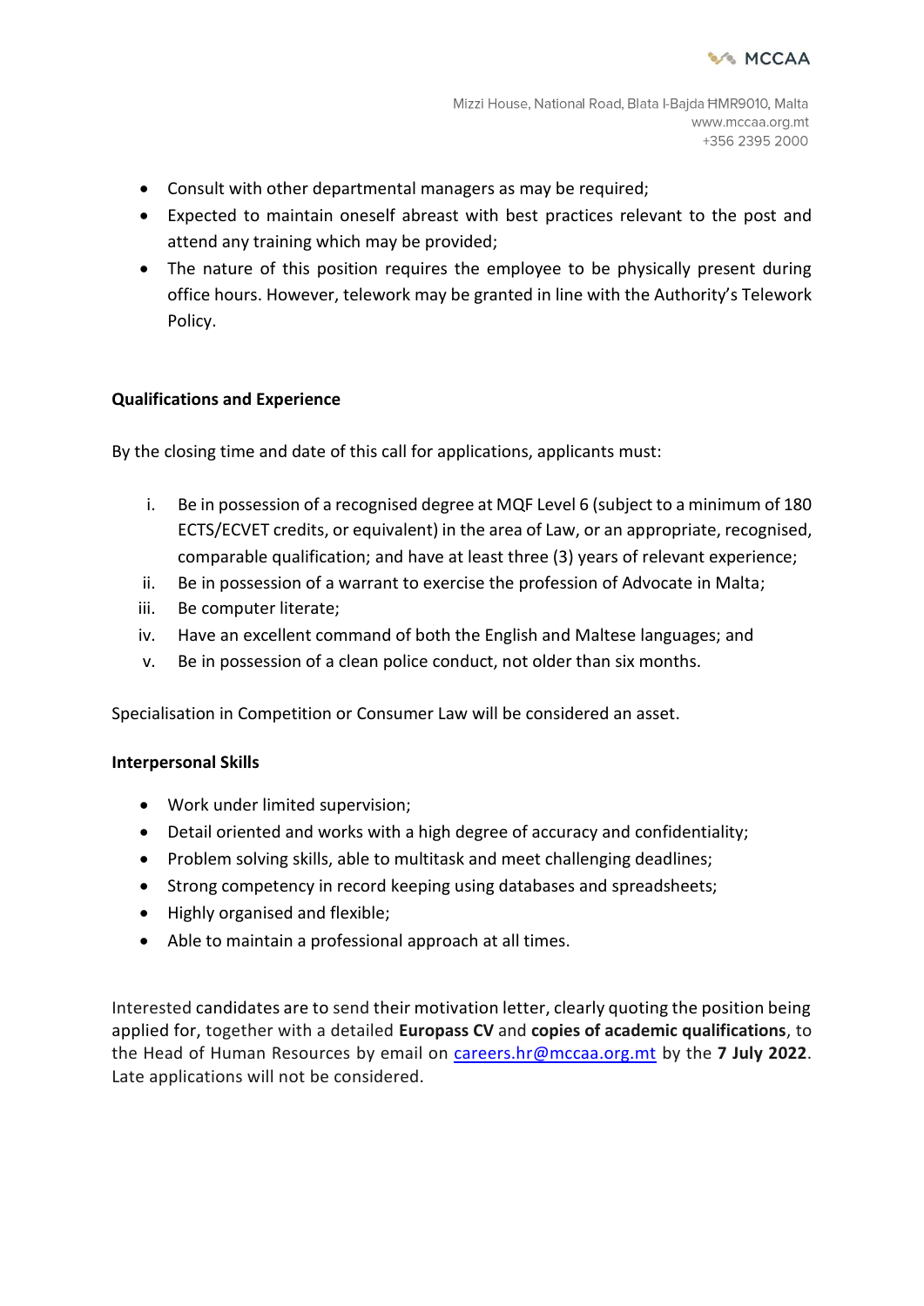- Consult with other departmental managers as may be required;
- Expected to maintain oneself abreast with best practices relevant to the post and attend any training which may be provided;
- The nature of this position requires the employee to be physically present during office hours. However, telework may be granted in line with the Authority's Telework Policy.

**Qualifications and Experience**

By the closing time and date of this call for applications, applicants must:

i. Be in possession of a recognised degree at MQF Level 6 (subject to a minimum of 180 ECTS/ECVET credits, or equivalent) in the area of Law, or an appropriate, recognised, comparable qualification; and have at least three (3) years of relevant experience;
ii. Be in possession of a warrant to exercise the profession of Advocate in Malta;
iii. Be computer literate;
iv. Have an excellent command of both the English and Maltese languages; and
v. Be in possession of a clean police conduct, not older than six months.

Specialisation in Competition or Consumer Law will be considered an asset.

**Interpersonal Skills**

- Work under limited supervision;
- Detail oriented and works with a high degree of accuracy and confidentiality;
- Problem solving skills, able to multitask and meet challenging deadlines;
- Strong competency in record keeping using databases and spreadsheets;
- Highly organised and flexible;
- Able to maintain a professional approach at all times.

Interested candidates are to send their motivation letter, clearly quoting the position being applied for, together with a detailed **Europass CV** and **copies of academic qualifications**, to the Head of Human Resources by email on careers.hr@mccaa.org.mt by the **7 July 2022**. Late applications will not be considered.